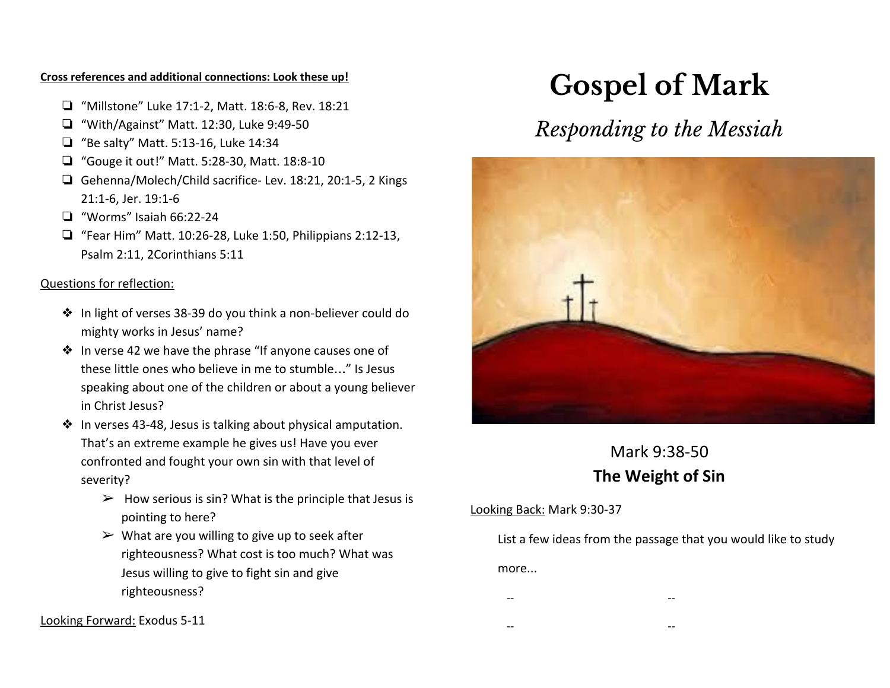**Cross references and additional connections: Look these up!**

- ❏ "Millstone" Luke 17:1-2, Matt. 18:6-8, Rev. 18:21
- ❏ "With/Against" Matt. 12:30, Luke 9:49-50
- ❏ "Be salty" Matt. 5:13-16, Luke 14:34
- ❏ "Gouge it out!" Matt. 5:28-30, Matt. 18:8-10
- ❏ Gehenna/Molech/Child sacrifice- Lev. 18:21, 20:1-5, 2 Kings 21:1-6, Jer. 19:1-6
- ❏ "Worms" Isaiah 66:22-24
- ❏ "Fear Him" Matt. 10:26-28, Luke 1:50, Philippians 2:12-13, Psalm 2:11, 2Corinthians 5:11

Questions for reflection:

- ❖ In light of verses 38-39 do you think a non-believer could do mighty works in Jesus' name?
- ❖ In verse 42 we have the phrase "If anyone causes one of these little ones who believe in me to stumble…" Is Jesus speaking about one of the children or about a young believer in Christ Jesus?
- ❖ In verses 43-48, Jesus is talking about physical amputation. That's an extreme example he gives us! Have you ever confronted and fought your own sin with that level of severity?
  - ➢ How serious is sin? What is the principle that Jesus is pointing to here?
  - ➢ What are you willing to give up to seek after righteousness? What cost is too much? What was Jesus willing to give to fight sin and give righteousness?

Looking Forward: Exodus 5-11

# Gospel of Mark

## *Responding to the Messiah*

Mark 9:38-50

**The Weight of Sin**

Looking Back: Mark 9:30-37

List a few ideas from the passage that you would like to study more...

-- --

-- --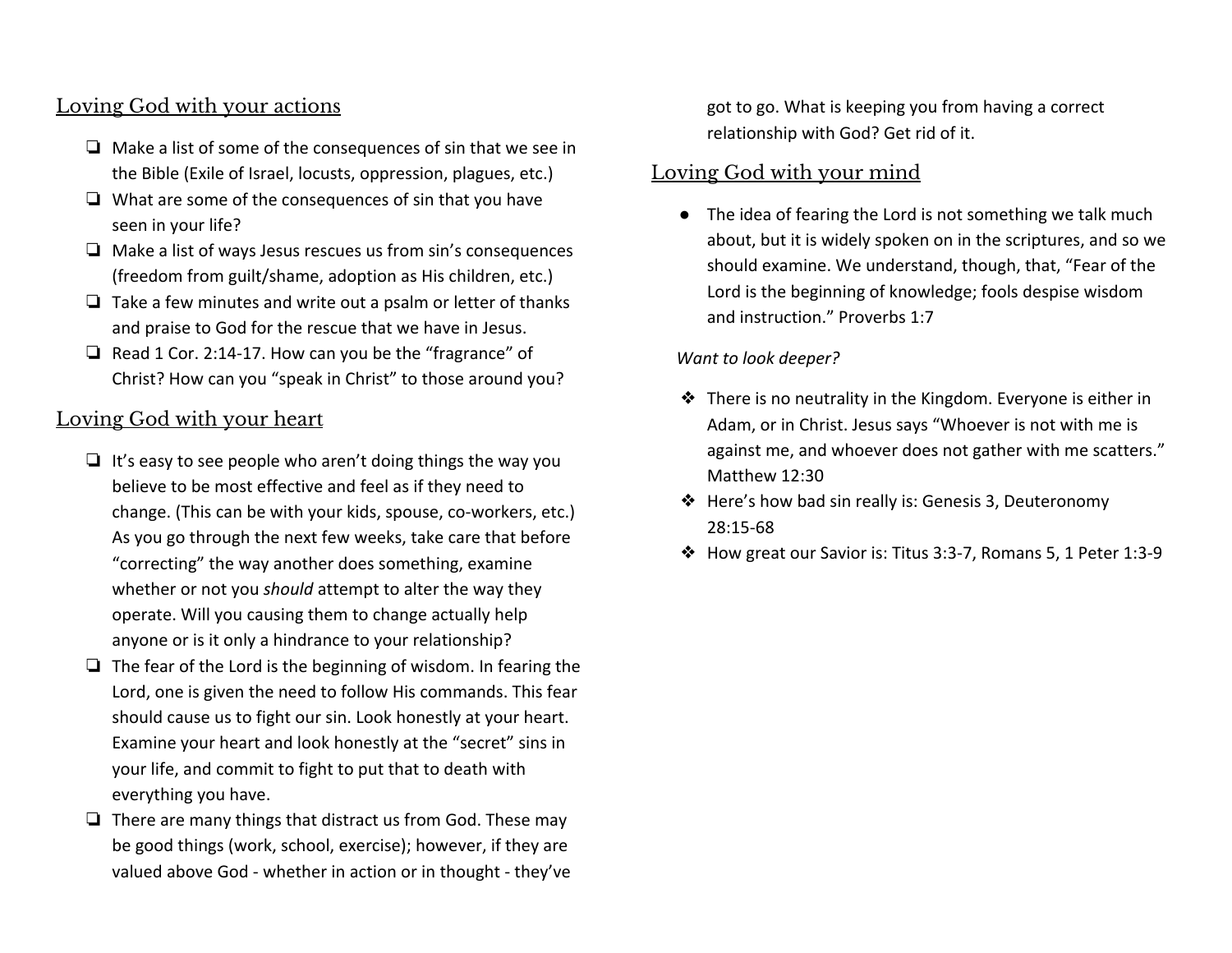## Loving God with your actions

- [ ] Make a list of some of the consequences of sin that we see in the Bible (Exile of Israel, locusts, oppression, plagues, etc.)
- [ ] What are some of the consequences of sin that you have seen in your life?
- [ ] Make a list of ways Jesus rescues us from sin's consequences (freedom from guilt/shame, adoption as His children, etc.)
- [ ] Take a few minutes and write out a psalm or letter of thanks and praise to God for the rescue that we have in Jesus.
- [ ] Read 1 Cor. 2:14-17. How can you be the "fragrance" of Christ? How can you "speak in Christ" to those around you?

## Loving God with your heart

- [ ] It's easy to see people who aren't doing things the way you believe to be most effective and feel as if they need to change. (This can be with your kids, spouse, co-workers, etc.) As you go through the next few weeks, take care that before "correcting" the way another does something, examine whether or not you *should* attempt to alter the way they operate. Will you causing them to change actually help anyone or is it only a hindrance to your relationship?
- [ ] The fear of the Lord is the beginning of wisdom. In fearing the Lord, one is given the need to follow His commands. This fear should cause us to fight our sin. Look honestly at your heart. Examine your heart and look honestly at the "secret" sins in your life, and commit to fight to put that to death with everything you have.
- [ ] There are many things that distract us from God. These may be good things (work, school, exercise); however, if they are valued above God - whether in action or in thought - they've got to go. What is keeping you from having a correct relationship with God? Get rid of it.

## Loving God with your mind

- The idea of fearing the Lord is not something we talk much about, but it is widely spoken on in the scriptures, and so we should examine. We understand, though, that, "Fear of the Lord is the beginning of knowledge; fools despise wisdom and instruction." Proverbs 1:7

*Want to look deeper?*

- There is no neutrality in the Kingdom. Everyone is either in Adam, or in Christ. Jesus says "Whoever is not with me is against me, and whoever does not gather with me scatters." Matthew 12:30
- Here's how bad sin really is: Genesis 3, Deuteronomy 28:15-68
- How great our Savior is: Titus 3:3-7, Romans 5, 1 Peter 1:3-9